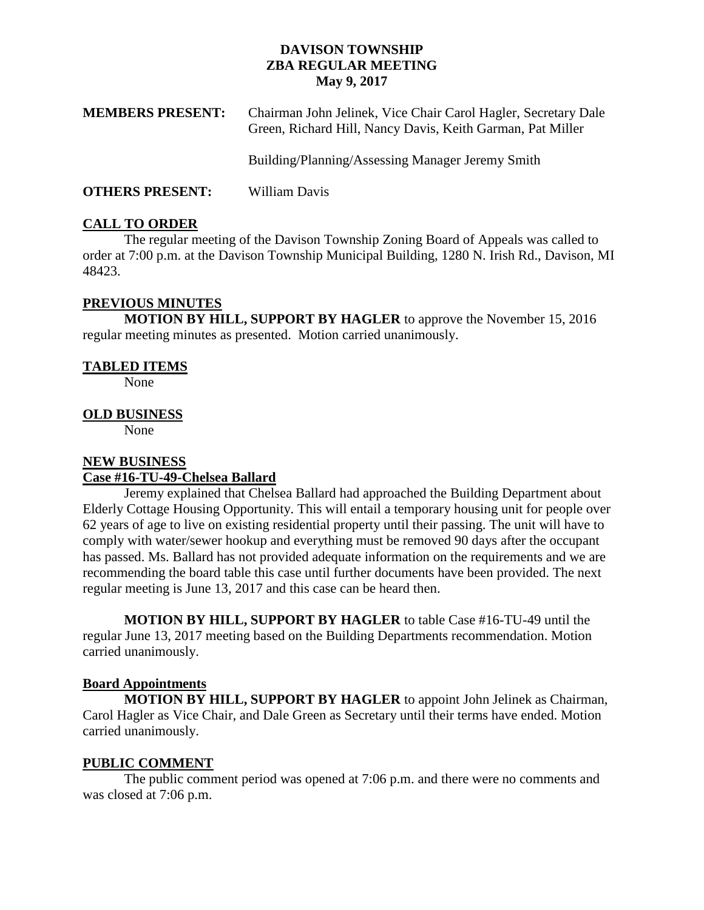# DAVISON TOWNSHIP
## ZBA REGULAR MEETING
### May 9, 2017

**MEMBERS PRESENT:** Chairman John Jelinek, Vice Chair Carol Hagler, Secretary Dale Green, Richard Hill, Nancy Davis, Keith Garman, Pat Miller

Building/Planning/Assessing Manager Jeremy Smith

**OTHERS PRESENT:** William Davis

**CALL TO ORDER**

The regular meeting of the Davison Township Zoning Board of Appeals was called to order at 7:00 p.m. at the Davison Township Municipal Building, 1280 N. Irish Rd., Davison, MI 48423.

**PREVIOUS MINUTES**

**MOTION BY HILL, SUPPORT BY HAGLER** to approve the November 15, 2016 regular meeting minutes as presented. Motion carried unanimously.

**TABLED ITEMS**

None

**OLD BUSINESS**

None

**NEW BUSINESS**

**Case #16-TU-49-Chelsea Ballard**

Jeremy explained that Chelsea Ballard had approached the Building Department about Elderly Cottage Housing Opportunity. This will entail a temporary housing unit for people over 62 years of age to live on existing residential property until their passing. The unit will have to comply with water/sewer hookup and everything must be removed 90 days after the occupant has passed. Ms. Ballard has not provided adequate information on the requirements and we are recommending the board table this case until further documents have been provided. The next regular meeting is June 13, 2017 and this case can be heard then.

**MOTION BY HILL, SUPPORT BY HAGLER** to table Case #16-TU-49 until the regular June 13, 2017 meeting based on the Building Departments recommendation. Motion carried unanimously.

**Board Appointments**

**MOTION BY HILL, SUPPORT BY HAGLER** to appoint John Jelinek as Chairman, Carol Hagler as Vice Chair, and Dale Green as Secretary until their terms have ended. Motion carried unanimously.

**PUBLIC COMMENT**

The public comment period was opened at 7:06 p.m. and there were no comments and was closed at 7:06 p.m.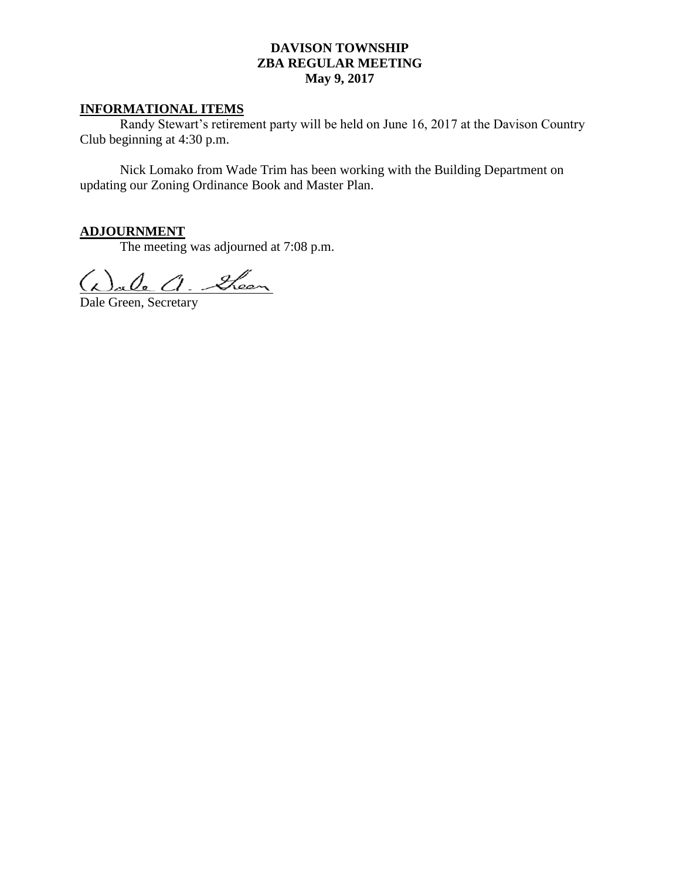**DAVISON TOWNSHIP**
**ZBA REGULAR MEETING**
**May 9, 2017**

## INFORMATIONAL ITEMS

Randy Stewart's retirement party will be held on June 16, 2017 at the Davison Country Club beginning at 4:30 p.m.

Nick Lomako from Wade Trim has been working with the Building Department on updating our Zoning Ordinance Book and Master Plan.

## ADJOURNMENT

The meeting was adjourned at 7:08 p.m.

Dale A. Green

Dale Green, Secretary